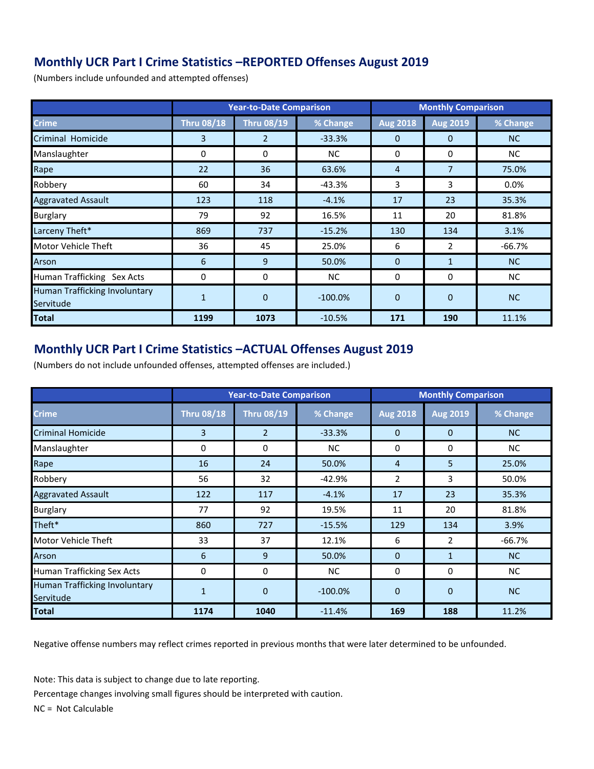## Monthly UCR Part I Crime Statistics –REPORTED Offenses August 2019

(Numbers include unfounded and attempted offenses)

| | Year-to-Date Comparison | | | Monthly Comparison | | |
|---|---|---|---|---|---|---|
| Crime | Thru 08/18 | Thru 08/19 | % Change | Aug 2018 | Aug 2019 | % Change |
| Criminal Homicide | 3 | 2 | -33.3% | 0 | 0 | NC |
| Manslaughter | 0 | 0 | NC | 0 | 0 | NC |
| Rape | 22 | 36 | 63.6% | 4 | 7 | 75.0% |
| Robbery | 60 | 34 | -43.3% | 3 | 3 | 0.0% |
| Aggravated Assault | 123 | 118 | -4.1% | 17 | 23 | 35.3% |
| Burglary | 79 | 92 | 16.5% | 11 | 20 | 81.8% |
| Larceny Theft* | 869 | 737 | -15.2% | 130 | 134 | 3.1% |
| Motor Vehicle Theft | 36 | 45 | 25.0% | 6 | 2 | -66.7% |
| Arson | 6 | 9 | 50.0% | 0 | 1 | NC |
| Human Trafficking Sex Acts | 0 | 0 | NC | 0 | 0 | NC |
| Human Trafficking Involuntary Servitude | 1 | 0 | -100.0% | 0 | 0 | NC |
| **Total** | **1199** | **1073** | -10.5% | **171** | **190** | 11.1% |

## Monthly UCR Part I Crime Statistics –ACTUAL Offenses August 2019

(Numbers do not include unfounded offenses, attempted offenses are included.)

| | Year-to-Date Comparison | | | Monthly Comparison | | |
|---|---|---|---|---|---|---|
| Crime | Thru 08/18 | Thru 08/19 | % Change | Aug 2018 | Aug 2019 | % Change |
| Criminal Homicide | 3 | 2 | -33.3% | 0 | 0 | NC |
| Manslaughter | 0 | 0 | NC | 0 | 0 | NC |
| Rape | 16 | 24 | 50.0% | 4 | 5 | 25.0% |
| Robbery | 56 | 32 | -42.9% | 2 | 3 | 50.0% |
| Aggravated Assault | 122 | 117 | -4.1% | 17 | 23 | 35.3% |
| Burglary | 77 | 92 | 19.5% | 11 | 20 | 81.8% |
| Theft* | 860 | 727 | -15.5% | 129 | 134 | 3.9% |
| Motor Vehicle Theft | 33 | 37 | 12.1% | 6 | 2 | -66.7% |
| Arson | 6 | 9 | 50.0% | 0 | 1 | NC |
| Human Trafficking Sex Acts | 0 | 0 | NC | 0 | 0 | NC |
| Human Trafficking Involuntary Servitude | 1 | 0 | -100.0% | 0 | 0 | NC |
| **Total** | **1174** | **1040** | -11.4% | **169** | **188** | 11.2% |

Negative offense numbers may reflect crimes reported in previous months that were later determined to be unfounded.

Note: This data is subject to change due to late reporting.

Percentage changes involving small figures should be interpreted with caution.

NC = Not Calculable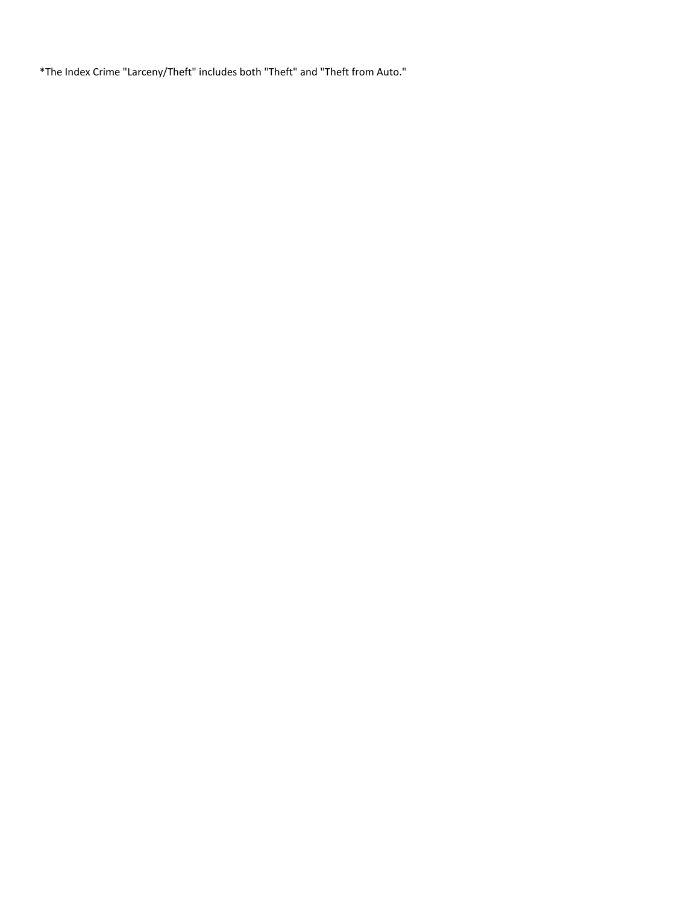*The Index Crime "Larceny/Theft" includes both "Theft" and "Theft from Auto."